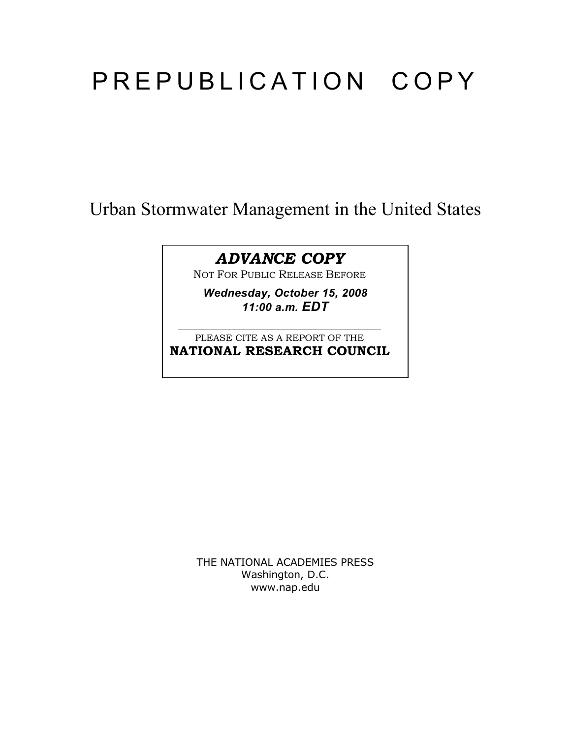# PREPUBLICATION COPY

## Urban Stormwater Management in the United States

***ADVANCE COPY***

NOT FOR PUBLIC RELEASE BEFORE

***Wednesday, October 15, 2008***
***11:00 a.m. EDT***

PLEASE CITE AS A REPORT OF THE
**NATIONAL RESEARCH COUNCIL**

THE NATIONAL ACADEMIES PRESS
Washington, D.C.
www.nap.edu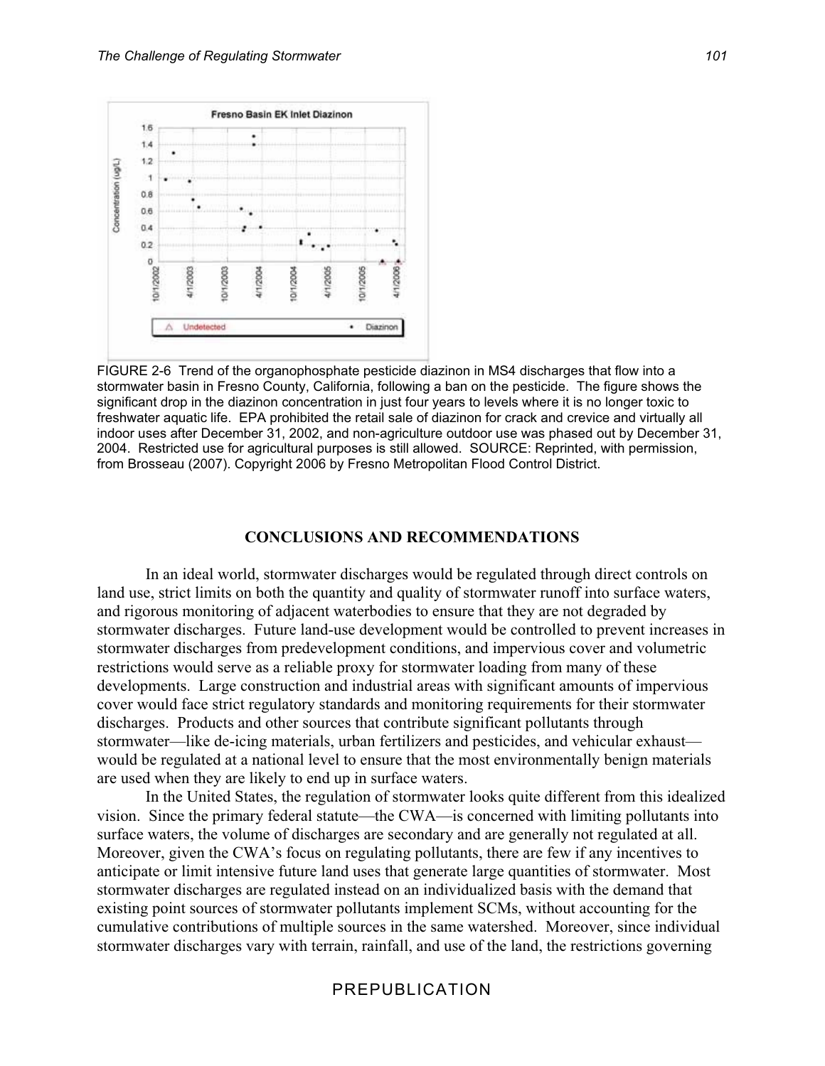FIGURE 2-6 Trend of the organophosphate pesticide diazinon in MS4 discharges that flow into a stormwater basin in Fresno County, California, following a ban on the pesticide. The figure shows the significant drop in the diazinon concentration in just four years to levels where it is no longer toxic to freshwater aquatic life. EPA prohibited the retail sale of diazinon for crack and crevice and virtually all indoor uses after December 31, 2002, and non-agriculture outdoor use was phased out by December 31, 2004. Restricted use for agricultural purposes is still allowed. SOURCE: Reprinted, with permission, from Brosseau (2007). Copyright 2006 by Fresno Metropolitan Flood Control District.

## CONCLUSIONS AND RECOMMENDATIONS

In an ideal world, stormwater discharges would be regulated through direct controls on land use, strict limits on both the quantity and quality of stormwater runoff into surface waters, and rigorous monitoring of adjacent waterbodies to ensure that they are not degraded by stormwater discharges. Future land-use development would be controlled to prevent increases in stormwater discharges from predevelopment conditions, and impervious cover and volumetric restrictions would serve as a reliable proxy for stormwater loading from many of these developments. Large construction and industrial areas with significant amounts of impervious cover would face strict regulatory standards and monitoring requirements for their stormwater discharges. Products and other sources that contribute significant pollutants through stormwater—like de-icing materials, urban fertilizers and pesticides, and vehicular exhaust—would be regulated at a national level to ensure that the most environmentally benign materials are used when they are likely to end up in surface waters.

In the United States, the regulation of stormwater looks quite different from this idealized vision. Since the primary federal statute—the CWA—is concerned with limiting pollutants into surface waters, the volume of discharges are secondary and are generally not regulated at all. Moreover, given the CWA's focus on regulating pollutants, there are few if any incentives to anticipate or limit intensive future land uses that generate large quantities of stormwater. Most stormwater discharges are regulated instead on an individualized basis with the demand that existing point sources of stormwater pollutants implement SCMs, without accounting for the cumulative contributions of multiple sources in the same watershed. Moreover, since individual stormwater discharges vary with terrain, rainfall, and use of the land, the restrictions governing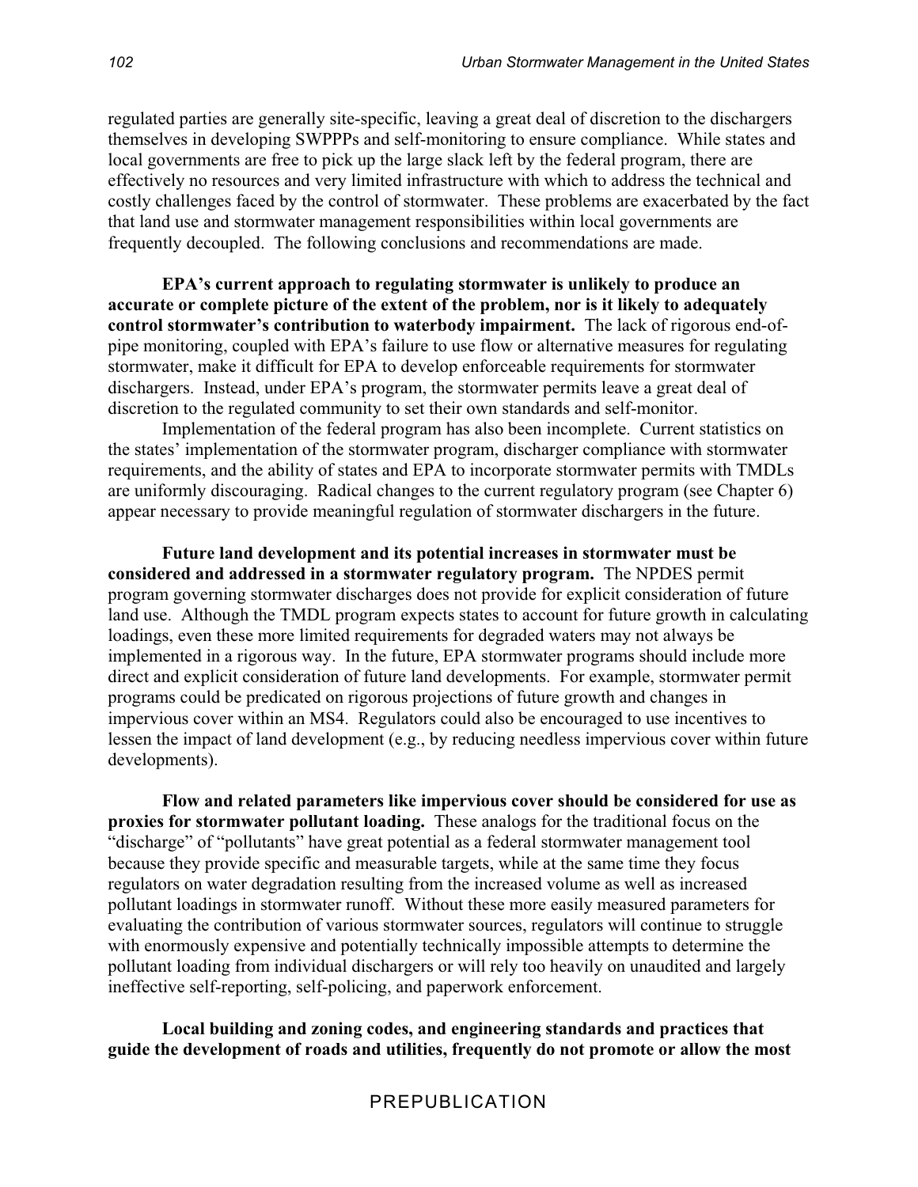regulated parties are generally site-specific, leaving a great deal of discretion to the dischargers themselves in developing SWPPPs and self-monitoring to ensure compliance. While states and local governments are free to pick up the large slack left by the federal program, there are effectively no resources and very limited infrastructure with which to address the technical and costly challenges faced by the control of stormwater. These problems are exacerbated by the fact that land use and stormwater management responsibilities within local governments are frequently decoupled. The following conclusions and recommendations are made.

**EPA's current approach to regulating stormwater is unlikely to produce an accurate or complete picture of the extent of the problem, nor is it likely to adequately control stormwater's contribution to waterbody impairment.** The lack of rigorous end-of-pipe monitoring, coupled with EPA's failure to use flow or alternative measures for regulating stormwater, make it difficult for EPA to develop enforceable requirements for stormwater dischargers. Instead, under EPA's program, the stormwater permits leave a great deal of discretion to the regulated community to set their own standards and self-monitor.

Implementation of the federal program has also been incomplete. Current statistics on the states' implementation of the stormwater program, discharger compliance with stormwater requirements, and the ability of states and EPA to incorporate stormwater permits with TMDLs are uniformly discouraging. Radical changes to the current regulatory program (see Chapter 6) appear necessary to provide meaningful regulation of stormwater dischargers in the future.

**Future land development and its potential increases in stormwater must be considered and addressed in a stormwater regulatory program.** The NPDES permit program governing stormwater discharges does not provide for explicit consideration of future land use. Although the TMDL program expects states to account for future growth in calculating loadings, even these more limited requirements for degraded waters may not always be implemented in a rigorous way. In the future, EPA stormwater programs should include more direct and explicit consideration of future land developments. For example, stormwater permit programs could be predicated on rigorous projections of future growth and changes in impervious cover within an MS4. Regulators could also be encouraged to use incentives to lessen the impact of land development (e.g., by reducing needless impervious cover within future developments).

**Flow and related parameters like impervious cover should be considered for use as proxies for stormwater pollutant loading.** These analogs for the traditional focus on the "discharge" of "pollutants" have great potential as a federal stormwater management tool because they provide specific and measurable targets, while at the same time they focus regulators on water degradation resulting from the increased volume as well as increased pollutant loadings in stormwater runoff. Without these more easily measured parameters for evaluating the contribution of various stormwater sources, regulators will continue to struggle with enormously expensive and potentially technically impossible attempts to determine the pollutant loading from individual dischargers or will rely too heavily on unaudited and largely ineffective self-reporting, self-policing, and paperwork enforcement.

**Local building and zoning codes, and engineering standards and practices that guide the development of roads and utilities, frequently do not promote or allow the most**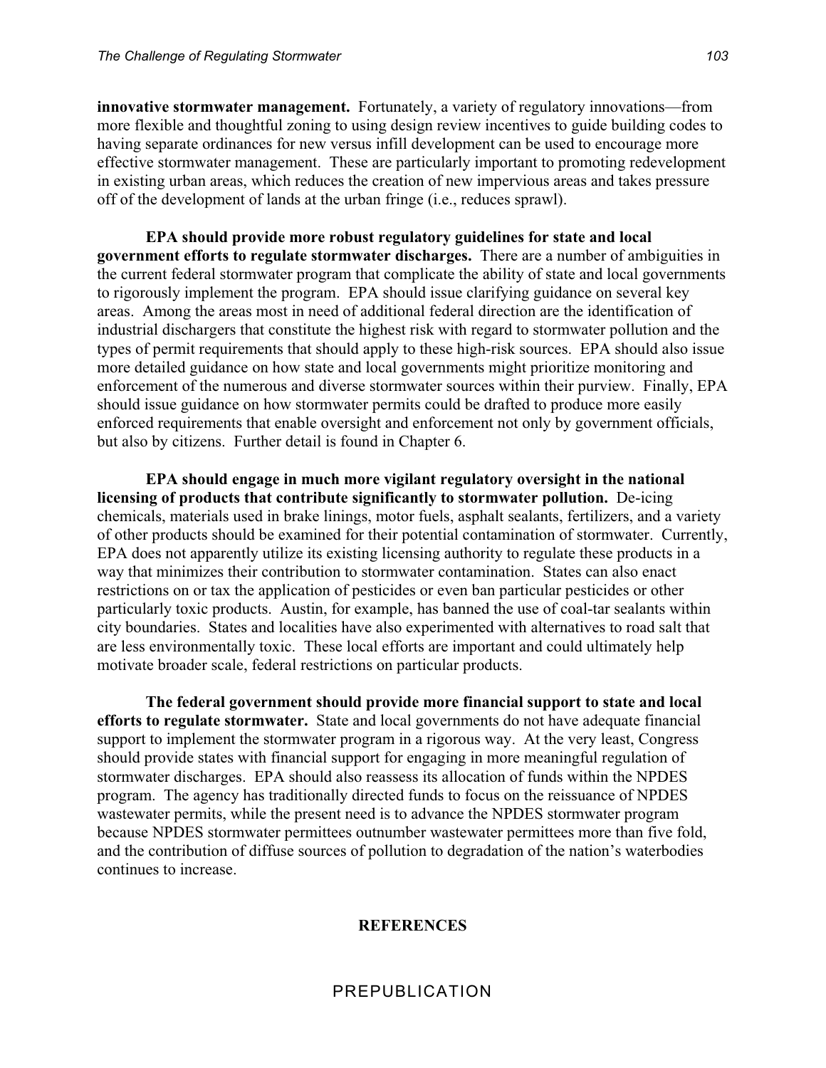**innovative stormwater management.** Fortunately, a variety of regulatory innovations—from more flexible and thoughtful zoning to using design review incentives to guide building codes to having separate ordinances for new versus infill development can be used to encourage more effective stormwater management. These are particularly important to promoting redevelopment in existing urban areas, which reduces the creation of new impervious areas and takes pressure off of the development of lands at the urban fringe (i.e., reduces sprawl).

**EPA should provide more robust regulatory guidelines for state and local government efforts to regulate stormwater discharges.** There are a number of ambiguities in the current federal stormwater program that complicate the ability of state and local governments to rigorously implement the program. EPA should issue clarifying guidance on several key areas. Among the areas most in need of additional federal direction are the identification of industrial dischargers that constitute the highest risk with regard to stormwater pollution and the types of permit requirements that should apply to these high-risk sources. EPA should also issue more detailed guidance on how state and local governments might prioritize monitoring and enforcement of the numerous and diverse stormwater sources within their purview. Finally, EPA should issue guidance on how stormwater permits could be drafted to produce more easily enforced requirements that enable oversight and enforcement not only by government officials, but also by citizens. Further detail is found in Chapter 6.

**EPA should engage in much more vigilant regulatory oversight in the national licensing of products that contribute significantly to stormwater pollution.** De-icing chemicals, materials used in brake linings, motor fuels, asphalt sealants, fertilizers, and a variety of other products should be examined for their potential contamination of stormwater. Currently, EPA does not apparently utilize its existing licensing authority to regulate these products in a way that minimizes their contribution to stormwater contamination. States can also enact restrictions on or tax the application of pesticides or even ban particular pesticides or other particularly toxic products. Austin, for example, has banned the use of coal-tar sealants within city boundaries. States and localities have also experimented with alternatives to road salt that are less environmentally toxic. These local efforts are important and could ultimately help motivate broader scale, federal restrictions on particular products.

**The federal government should provide more financial support to state and local efforts to regulate stormwater.** State and local governments do not have adequate financial support to implement the stormwater program in a rigorous way. At the very least, Congress should provide states with financial support for engaging in more meaningful regulation of stormwater discharges. EPA should also reassess its allocation of funds within the NPDES program. The agency has traditionally directed funds to focus on the reissuance of NPDES wastewater permits, while the present need is to advance the NPDES stormwater program because NPDES stormwater permittees outnumber wastewater permittees more than five fold, and the contribution of diffuse sources of pollution to degradation of the nation's waterbodies continues to increase.

## REFERENCES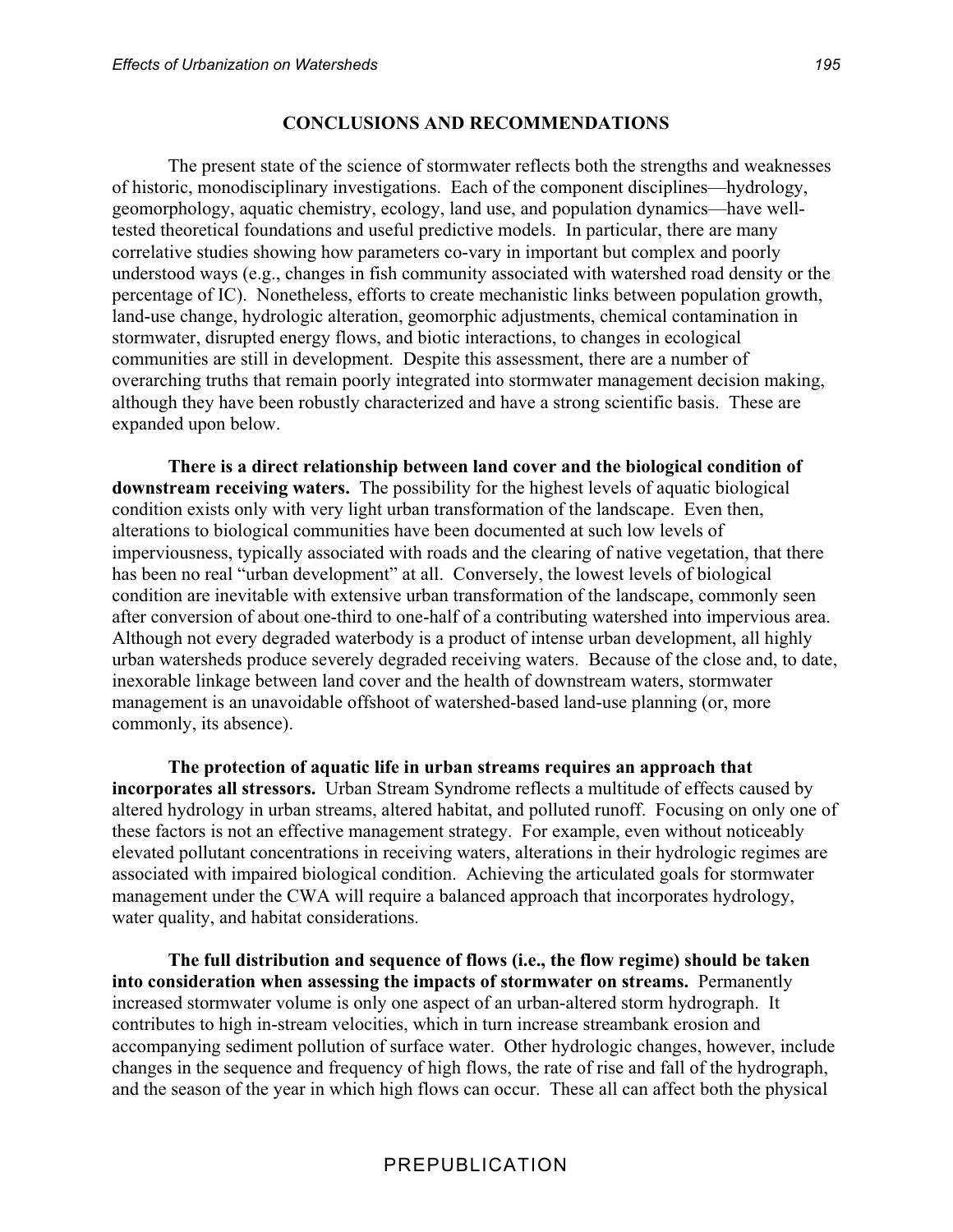## CONCLUSIONS AND RECOMMENDATIONS

The present state of the science of stormwater reflects both the strengths and weaknesses of historic, monodisciplinary investigations. Each of the component disciplines—hydrology, geomorphology, aquatic chemistry, ecology, land use, and population dynamics—have well-tested theoretical foundations and useful predictive models. In particular, there are many correlative studies showing how parameters co-vary in important but complex and poorly understood ways (e.g., changes in fish community associated with watershed road density or the percentage of IC). Nonetheless, efforts to create mechanistic links between population growth, land-use change, hydrologic alteration, geomorphic adjustments, chemical contamination in stormwater, disrupted energy flows, and biotic interactions, to changes in ecological communities are still in development. Despite this assessment, there are a number of overarching truths that remain poorly integrated into stormwater management decision making, although they have been robustly characterized and have a strong scientific basis. These are expanded upon below.

**There is a direct relationship between land cover and the biological condition of downstream receiving waters.** The possibility for the highest levels of aquatic biological condition exists only with very light urban transformation of the landscape. Even then, alterations to biological communities have been documented at such low levels of imperviousness, typically associated with roads and the clearing of native vegetation, that there has been no real "urban development" at all. Conversely, the lowest levels of biological condition are inevitable with extensive urban transformation of the landscape, commonly seen after conversion of about one-third to one-half of a contributing watershed into impervious area. Although not every degraded waterbody is a product of intense urban development, all highly urban watersheds produce severely degraded receiving waters. Because of the close and, to date, inexorable linkage between land cover and the health of downstream waters, stormwater management is an unavoidable offshoot of watershed-based land-use planning (or, more commonly, its absence).

**The protection of aquatic life in urban streams requires an approach that incorporates all stressors.** Urban Stream Syndrome reflects a multitude of effects caused by altered hydrology in urban streams, altered habitat, and polluted runoff. Focusing on only one of these factors is not an effective management strategy. For example, even without noticeably elevated pollutant concentrations in receiving waters, alterations in their hydrologic regimes are associated with impaired biological condition. Achieving the articulated goals for stormwater management under the CWA will require a balanced approach that incorporates hydrology, water quality, and habitat considerations.

**The full distribution and sequence of flows (i.e., the flow regime) should be taken into consideration when assessing the impacts of stormwater on streams.** Permanently increased stormwater volume is only one aspect of an urban-altered storm hydrograph. It contributes to high in-stream velocities, which in turn increase streambank erosion and accompanying sediment pollution of surface water. Other hydrologic changes, however, include changes in the sequence and frequency of high flows, the rate of rise and fall of the hydrograph, and the season of the year in which high flows can occur. These all can affect both the physical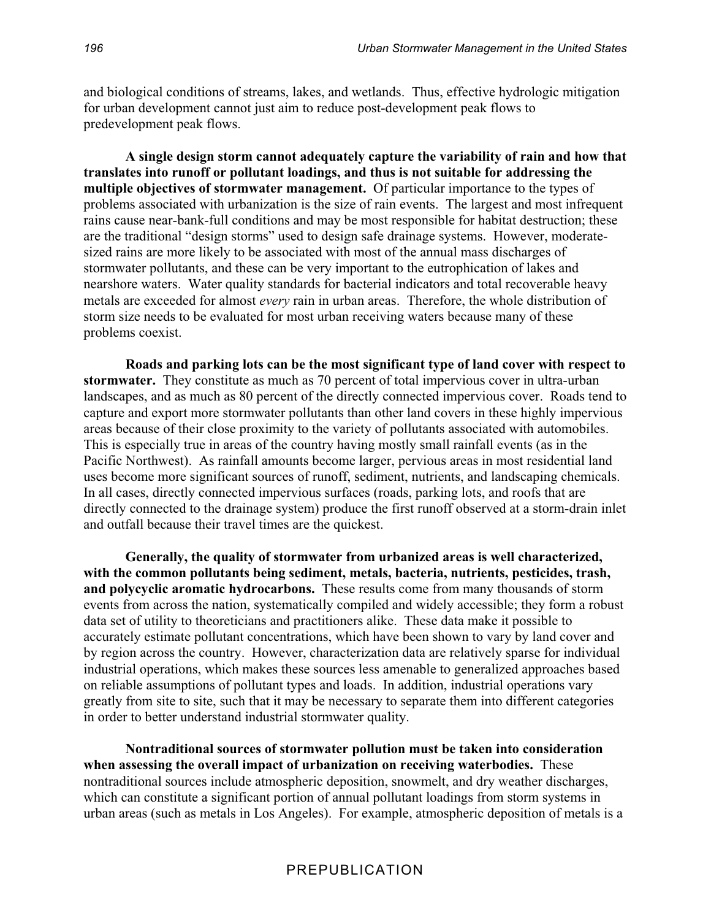and biological conditions of streams, lakes, and wetlands. Thus, effective hydrologic mitigation for urban development cannot just aim to reduce post-development peak flows to predevelopment peak flows.

**A single design storm cannot adequately capture the variability of rain and how that translates into runoff or pollutant loadings, and thus is not suitable for addressing the multiple objectives of stormwater management.** Of particular importance to the types of problems associated with urbanization is the size of rain events. The largest and most infrequent rains cause near-bank-full conditions and may be most responsible for habitat destruction; these are the traditional "design storms" used to design safe drainage systems. However, moderate-sized rains are more likely to be associated with most of the annual mass discharges of stormwater pollutants, and these can be very important to the eutrophication of lakes and nearshore waters. Water quality standards for bacterial indicators and total recoverable heavy metals are exceeded for almost *every* rain in urban areas. Therefore, the whole distribution of storm size needs to be evaluated for most urban receiving waters because many of these problems coexist.

**Roads and parking lots can be the most significant type of land cover with respect to stormwater.** They constitute as much as 70 percent of total impervious cover in ultra-urban landscapes, and as much as 80 percent of the directly connected impervious cover. Roads tend to capture and export more stormwater pollutants than other land covers in these highly impervious areas because of their close proximity to the variety of pollutants associated with automobiles. This is especially true in areas of the country having mostly small rainfall events (as in the Pacific Northwest). As rainfall amounts become larger, pervious areas in most residential land uses become more significant sources of runoff, sediment, nutrients, and landscaping chemicals. In all cases, directly connected impervious surfaces (roads, parking lots, and roofs that are directly connected to the drainage system) produce the first runoff observed at a storm-drain inlet and outfall because their travel times are the quickest.

**Generally, the quality of stormwater from urbanized areas is well characterized, with the common pollutants being sediment, metals, bacteria, nutrients, pesticides, trash, and polycyclic aromatic hydrocarbons.** These results come from many thousands of storm events from across the nation, systematically compiled and widely accessible; they form a robust data set of utility to theoreticians and practitioners alike. These data make it possible to accurately estimate pollutant concentrations, which have been shown to vary by land cover and by region across the country. However, characterization data are relatively sparse for individual industrial operations, which makes these sources less amenable to generalized approaches based on reliable assumptions of pollutant types and loads. In addition, industrial operations vary greatly from site to site, such that it may be necessary to separate them into different categories in order to better understand industrial stormwater quality.

**Nontraditional sources of stormwater pollution must be taken into consideration when assessing the overall impact of urbanization on receiving waterbodies.** These nontraditional sources include atmospheric deposition, snowmelt, and dry weather discharges, which can constitute a significant portion of annual pollutant loadings from storm systems in urban areas (such as metals in Los Angeles). For example, atmospheric deposition of metals is a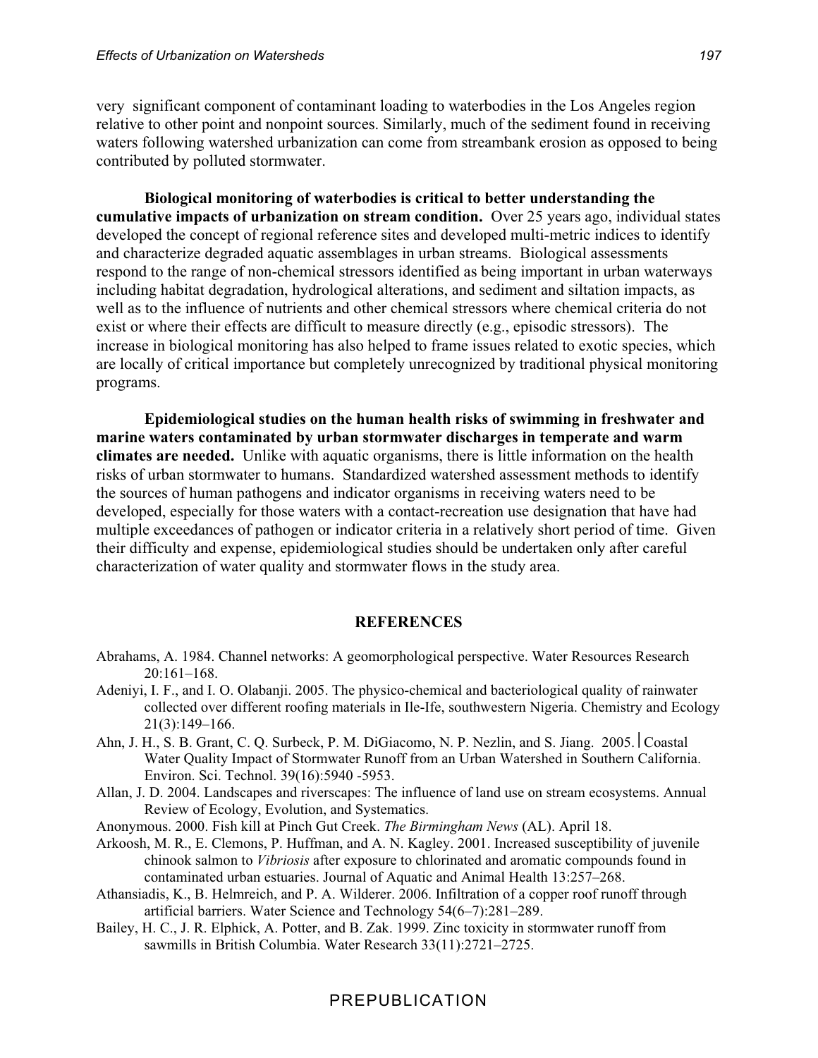very significant component of contaminant loading to waterbodies in the Los Angeles region relative to other point and nonpoint sources. Similarly, much of the sediment found in receiving waters following watershed urbanization can come from streambank erosion as opposed to being contributed by polluted stormwater.

**Biological monitoring of waterbodies is critical to better understanding the cumulative impacts of urbanization on stream condition.** Over 25 years ago, individual states developed the concept of regional reference sites and developed multi-metric indices to identify and characterize degraded aquatic assemblages in urban streams. Biological assessments respond to the range of non-chemical stressors identified as being important in urban waterways including habitat degradation, hydrological alterations, and sediment and siltation impacts, as well as to the influence of nutrients and other chemical stressors where chemical criteria do not exist or where their effects are difficult to measure directly (e.g., episodic stressors). The increase in biological monitoring has also helped to frame issues related to exotic species, which are locally of critical importance but completely unrecognized by traditional physical monitoring programs.

**Epidemiological studies on the human health risks of swimming in freshwater and marine waters contaminated by urban stormwater discharges in temperate and warm climates are needed.** Unlike with aquatic organisms, there is little information on the health risks of urban stormwater to humans. Standardized watershed assessment methods to identify the sources of human pathogens and indicator organisms in receiving waters need to be developed, especially for those waters with a contact-recreation use designation that have had multiple exceedances of pathogen or indicator criteria in a relatively short period of time. Given their difficulty and expense, epidemiological studies should be undertaken only after careful characterization of water quality and stormwater flows in the study area.

## REFERENCES

Abrahams, A. 1984. Channel networks: A geomorphological perspective. Water Resources Research 20:161–168.

Adeniyi, I. F., and I. O. Olabanji. 2005. The physico-chemical and bacteriological quality of rainwater collected over different roofing materials in Ile-Ife, southwestern Nigeria. Chemistry and Ecology 21(3):149–166.

Ahn, J. H., S. B. Grant, C. Q. Surbeck, P. M. DiGiacomo, N. P. Nezlin, and S. Jiang. 2005. Coastal Water Quality Impact of Stormwater Runoff from an Urban Watershed in Southern California. Environ. Sci. Technol. 39(16):5940 -5953.

Allan, J. D. 2004. Landscapes and riverscapes: The influence of land use on stream ecosystems. Annual Review of Ecology, Evolution, and Systematics.

Anonymous. 2000. Fish kill at Pinch Gut Creek. *The Birmingham News* (AL). April 18.

Arkoosh, M. R., E. Clemons, P. Huffman, and A. N. Kagley. 2001. Increased susceptibility of juvenile chinook salmon to *Vibriosis* after exposure to chlorinated and aromatic compounds found in contaminated urban estuaries. Journal of Aquatic and Animal Health 13:257–268.

Athansiadis, K., B. Helmreich, and P. A. Wilderer. 2006. Infiltration of a copper roof runoff through artificial barriers. Water Science and Technology 54(6–7):281–289.

Bailey, H. C., J. R. Elphick, A. Potter, and B. Zak. 1999. Zinc toxicity in stormwater runoff from sawmills in British Columbia. Water Research 33(11):2721–2725.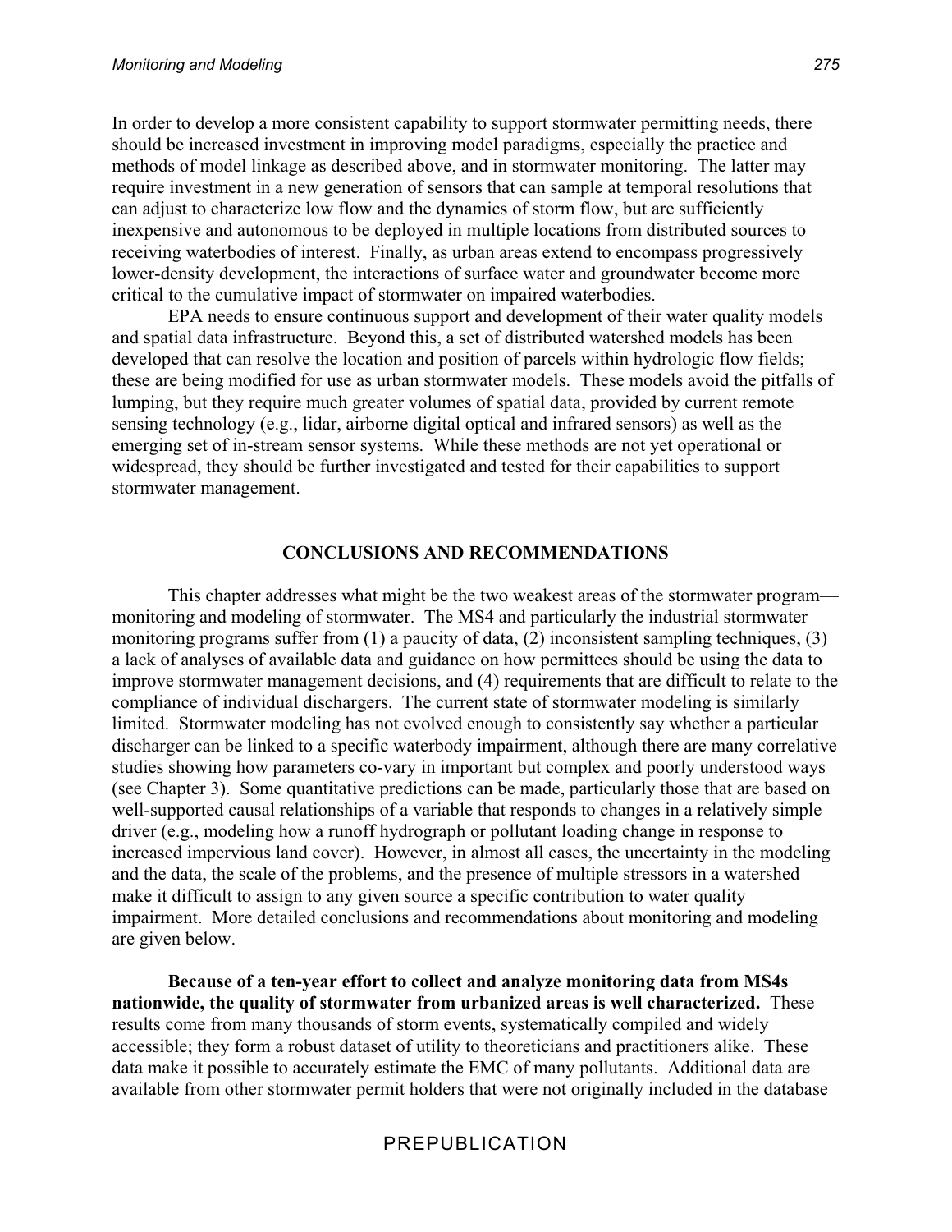In order to develop a more consistent capability to support stormwater permitting needs, there should be increased investment in improving model paradigms, especially the practice and methods of model linkage as described above, and in stormwater monitoring. The latter may require investment in a new generation of sensors that can sample at temporal resolutions that can adjust to characterize low flow and the dynamics of storm flow, but are sufficiently inexpensive and autonomous to be deployed in multiple locations from distributed sources to receiving waterbodies of interest. Finally, as urban areas extend to encompass progressively lower-density development, the interactions of surface water and groundwater become more critical to the cumulative impact of stormwater on impaired waterbodies.

EPA needs to ensure continuous support and development of their water quality models and spatial data infrastructure. Beyond this, a set of distributed watershed models has been developed that can resolve the location and position of parcels within hydrologic flow fields; these are being modified for use as urban stormwater models. These models avoid the pitfalls of lumping, but they require much greater volumes of spatial data, provided by current remote sensing technology (e.g., lidar, airborne digital optical and infrared sensors) as well as the emerging set of in-stream sensor systems. While these methods are not yet operational or widespread, they should be further investigated and tested for their capabilities to support stormwater management.

## CONCLUSIONS AND RECOMMENDATIONS

This chapter addresses what might be the two weakest areas of the stormwater program—monitoring and modeling of stormwater. The MS4 and particularly the industrial stormwater monitoring programs suffer from (1) a paucity of data, (2) inconsistent sampling techniques, (3) a lack of analyses of available data and guidance on how permittees should be using the data to improve stormwater management decisions, and (4) requirements that are difficult to relate to the compliance of individual dischargers. The current state of stormwater modeling is similarly limited. Stormwater modeling has not evolved enough to consistently say whether a particular discharger can be linked to a specific waterbody impairment, although there are many correlative studies showing how parameters co-vary in important but complex and poorly understood ways (see Chapter 3). Some quantitative predictions can be made, particularly those that are based on well-supported causal relationships of a variable that responds to changes in a relatively simple driver (e.g., modeling how a runoff hydrograph or pollutant loading change in response to increased impervious land cover). However, in almost all cases, the uncertainty in the modeling and the data, the scale of the problems, and the presence of multiple stressors in a watershed make it difficult to assign to any given source a specific contribution to water quality impairment. More detailed conclusions and recommendations about monitoring and modeling are given below.

**Because of a ten-year effort to collect and analyze monitoring data from MS4s nationwide, the quality of stormwater from urbanized areas is well characterized.** These results come from many thousands of storm events, systematically compiled and widely accessible; they form a robust dataset of utility to theoreticians and practitioners alike. These data make it possible to accurately estimate the EMC of many pollutants. Additional data are available from other stormwater permit holders that were not originally included in the database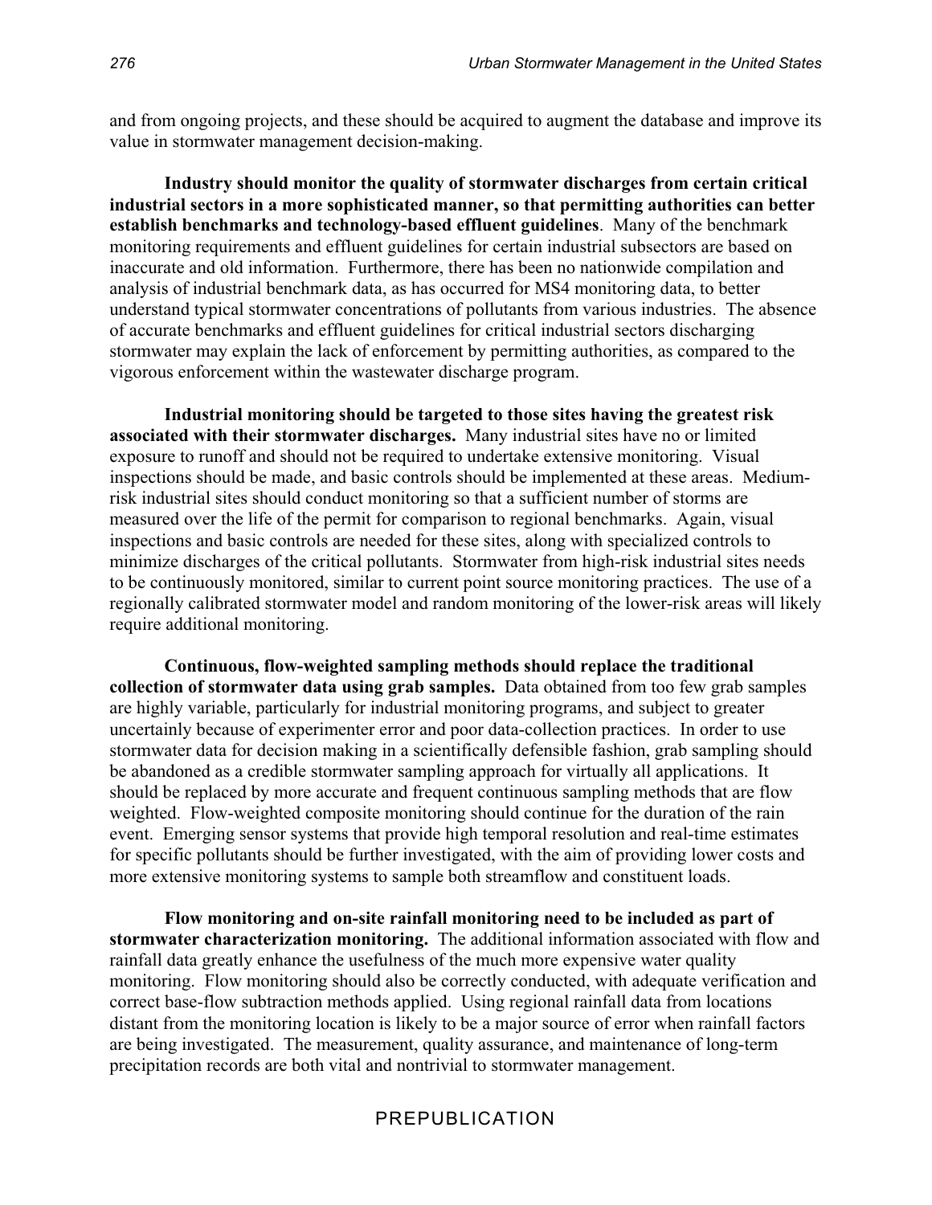and from ongoing projects, and these should be acquired to augment the database and improve its value in stormwater management decision-making.

**Industry should monitor the quality of stormwater discharges from certain critical industrial sectors in a more sophisticated manner, so that permitting authorities can better establish benchmarks and technology-based effluent guidelines**. Many of the benchmark monitoring requirements and effluent guidelines for certain industrial subsectors are based on inaccurate and old information. Furthermore, there has been no nationwide compilation and analysis of industrial benchmark data, as has occurred for MS4 monitoring data, to better understand typical stormwater concentrations of pollutants from various industries. The absence of accurate benchmarks and effluent guidelines for critical industrial sectors discharging stormwater may explain the lack of enforcement by permitting authorities, as compared to the vigorous enforcement within the wastewater discharge program.

**Industrial monitoring should be targeted to those sites having the greatest risk associated with their stormwater discharges.** Many industrial sites have no or limited exposure to runoff and should not be required to undertake extensive monitoring. Visual inspections should be made, and basic controls should be implemented at these areas. Medium-risk industrial sites should conduct monitoring so that a sufficient number of storms are measured over the life of the permit for comparison to regional benchmarks. Again, visual inspections and basic controls are needed for these sites, along with specialized controls to minimize discharges of the critical pollutants. Stormwater from high-risk industrial sites needs to be continuously monitored, similar to current point source monitoring practices. The use of a regionally calibrated stormwater model and random monitoring of the lower-risk areas will likely require additional monitoring.

**Continuous, flow-weighted sampling methods should replace the traditional collection of stormwater data using grab samples.** Data obtained from too few grab samples are highly variable, particularly for industrial monitoring programs, and subject to greater uncertainly because of experimenter error and poor data-collection practices. In order to use stormwater data for decision making in a scientifically defensible fashion, grab sampling should be abandoned as a credible stormwater sampling approach for virtually all applications. It should be replaced by more accurate and frequent continuous sampling methods that are flow weighted. Flow-weighted composite monitoring should continue for the duration of the rain event. Emerging sensor systems that provide high temporal resolution and real-time estimates for specific pollutants should be further investigated, with the aim of providing lower costs and more extensive monitoring systems to sample both streamflow and constituent loads.

**Flow monitoring and on-site rainfall monitoring need to be included as part of stormwater characterization monitoring.** The additional information associated with flow and rainfall data greatly enhance the usefulness of the much more expensive water quality monitoring. Flow monitoring should also be correctly conducted, with adequate verification and correct base-flow subtraction methods applied. Using regional rainfall data from locations distant from the monitoring location is likely to be a major source of error when rainfall factors are being investigated. The measurement, quality assurance, and maintenance of long-term precipitation records are both vital and nontrivial to stormwater management.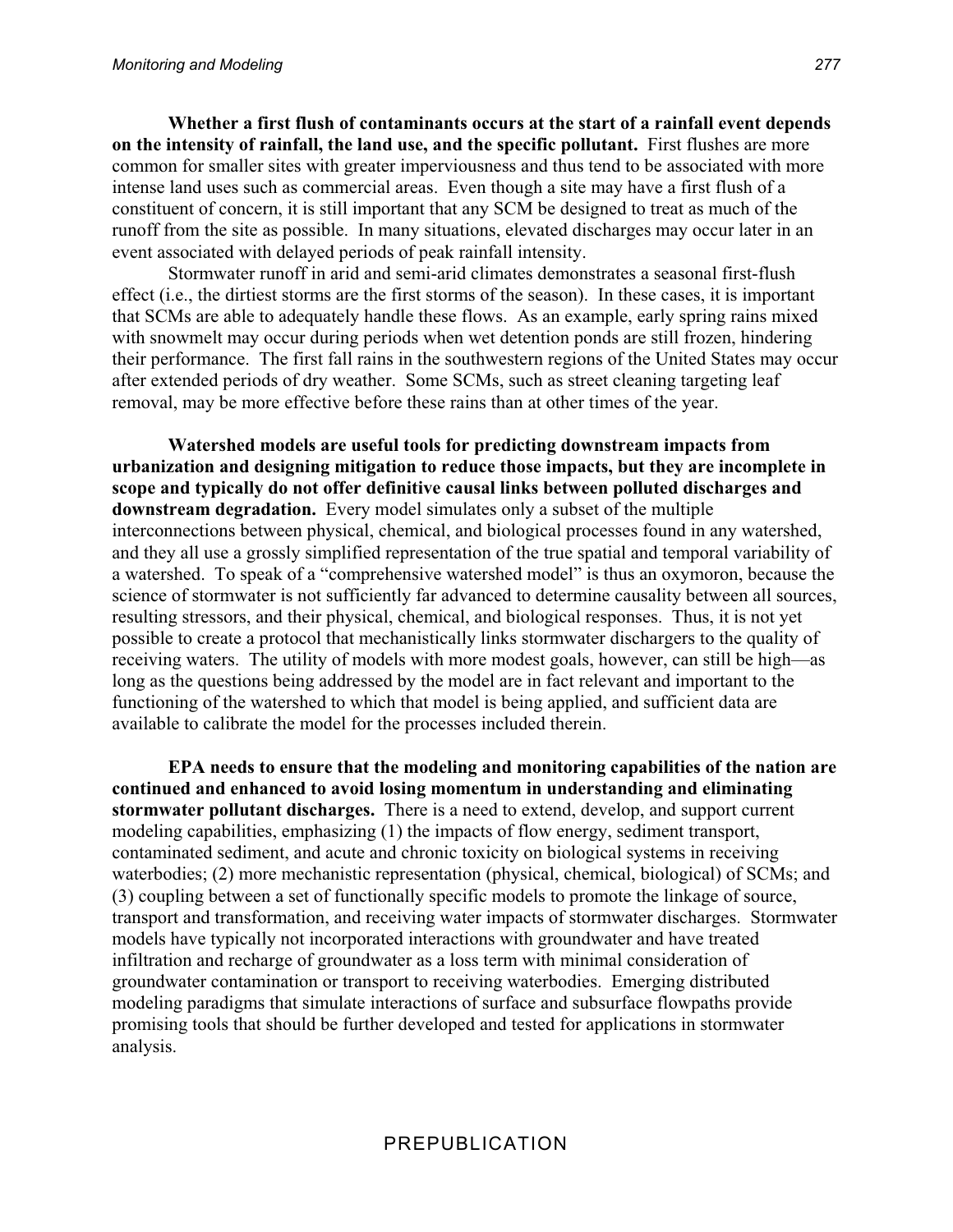**Whether a first flush of contaminants occurs at the start of a rainfall event depends on the intensity of rainfall, the land use, and the specific pollutant.** First flushes are more common for smaller sites with greater imperviousness and thus tend to be associated with more intense land uses such as commercial areas. Even though a site may have a first flush of a constituent of concern, it is still important that any SCM be designed to treat as much of the runoff from the site as possible. In many situations, elevated discharges may occur later in an event associated with delayed periods of peak rainfall intensity.

Stormwater runoff in arid and semi-arid climates demonstrates a seasonal first-flush effect (i.e., the dirtiest storms are the first storms of the season). In these cases, it is important that SCMs are able to adequately handle these flows. As an example, early spring rains mixed with snowmelt may occur during periods when wet detention ponds are still frozen, hindering their performance. The first fall rains in the southwestern regions of the United States may occur after extended periods of dry weather. Some SCMs, such as street cleaning targeting leaf removal, may be more effective before these rains than at other times of the year.

**Watershed models are useful tools for predicting downstream impacts from urbanization and designing mitigation to reduce those impacts, but they are incomplete in scope and typically do not offer definitive causal links between polluted discharges and downstream degradation.** Every model simulates only a subset of the multiple interconnections between physical, chemical, and biological processes found in any watershed, and they all use a grossly simplified representation of the true spatial and temporal variability of a watershed. To speak of a "comprehensive watershed model" is thus an oxymoron, because the science of stormwater is not sufficiently far advanced to determine causality between all sources, resulting stressors, and their physical, chemical, and biological responses. Thus, it is not yet possible to create a protocol that mechanistically links stormwater dischargers to the quality of receiving waters. The utility of models with more modest goals, however, can still be high—as long as the questions being addressed by the model are in fact relevant and important to the functioning of the watershed to which that model is being applied, and sufficient data are available to calibrate the model for the processes included therein.

**EPA needs to ensure that the modeling and monitoring capabilities of the nation are continued and enhanced to avoid losing momentum in understanding and eliminating stormwater pollutant discharges.** There is a need to extend, develop, and support current modeling capabilities, emphasizing (1) the impacts of flow energy, sediment transport, contaminated sediment, and acute and chronic toxicity on biological systems in receiving waterbodies; (2) more mechanistic representation (physical, chemical, biological) of SCMs; and (3) coupling between a set of functionally specific models to promote the linkage of source, transport and transformation, and receiving water impacts of stormwater discharges. Stormwater models have typically not incorporated interactions with groundwater and have treated infiltration and recharge of groundwater as a loss term with minimal consideration of groundwater contamination or transport to receiving waterbodies. Emerging distributed modeling paradigms that simulate interactions of surface and subsurface flowpaths provide promising tools that should be further developed and tested for applications in stormwater analysis.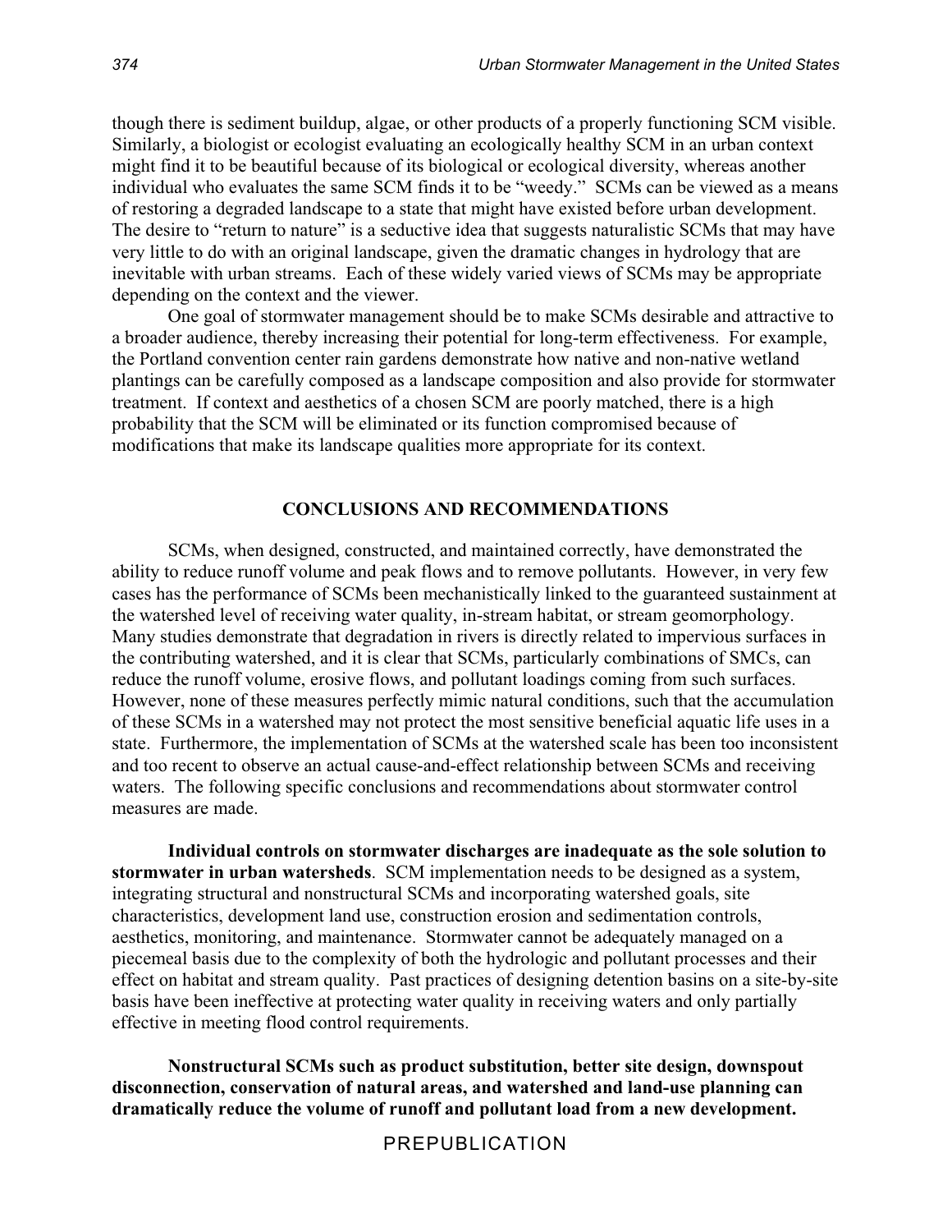though there is sediment buildup, algae, or other products of a properly functioning SCM visible. Similarly, a biologist or ecologist evaluating an ecologically healthy SCM in an urban context might find it to be beautiful because of its biological or ecological diversity, whereas another individual who evaluates the same SCM finds it to be "weedy." SCMs can be viewed as a means of restoring a degraded landscape to a state that might have existed before urban development. The desire to "return to nature" is a seductive idea that suggests naturalistic SCMs that may have very little to do with an original landscape, given the dramatic changes in hydrology that are inevitable with urban streams. Each of these widely varied views of SCMs may be appropriate depending on the context and the viewer.

One goal of stormwater management should be to make SCMs desirable and attractive to a broader audience, thereby increasing their potential for long-term effectiveness. For example, the Portland convention center rain gardens demonstrate how native and non-native wetland plantings can be carefully composed as a landscape composition and also provide for stormwater treatment. If context and aesthetics of a chosen SCM are poorly matched, there is a high probability that the SCM will be eliminated or its function compromised because of modifications that make its landscape qualities more appropriate for its context.

## CONCLUSIONS AND RECOMMENDATIONS

SCMs, when designed, constructed, and maintained correctly, have demonstrated the ability to reduce runoff volume and peak flows and to remove pollutants. However, in very few cases has the performance of SCMs been mechanistically linked to the guaranteed sustainment at the watershed level of receiving water quality, in-stream habitat, or stream geomorphology. Many studies demonstrate that degradation in rivers is directly related to impervious surfaces in the contributing watershed, and it is clear that SCMs, particularly combinations of SMCs, can reduce the runoff volume, erosive flows, and pollutant loadings coming from such surfaces. However, none of these measures perfectly mimic natural conditions, such that the accumulation of these SCMs in a watershed may not protect the most sensitive beneficial aquatic life uses in a state. Furthermore, the implementation of SCMs at the watershed scale has been too inconsistent and too recent to observe an actual cause-and-effect relationship between SCMs and receiving waters. The following specific conclusions and recommendations about stormwater control measures are made.

**Individual controls on stormwater discharges are inadequate as the sole solution to stormwater in urban watersheds**. SCM implementation needs to be designed as a system, integrating structural and nonstructural SCMs and incorporating watershed goals, site characteristics, development land use, construction erosion and sedimentation controls, aesthetics, monitoring, and maintenance. Stormwater cannot be adequately managed on a piecemeal basis due to the complexity of both the hydrologic and pollutant processes and their effect on habitat and stream quality. Past practices of designing detention basins on a site-by-site basis have been ineffective at protecting water quality in receiving waters and only partially effective in meeting flood control requirements.

**Nonstructural SCMs such as product substitution, better site design, downspout disconnection, conservation of natural areas, and watershed and land-use planning can dramatically reduce the volume of runoff and pollutant load from a new development.**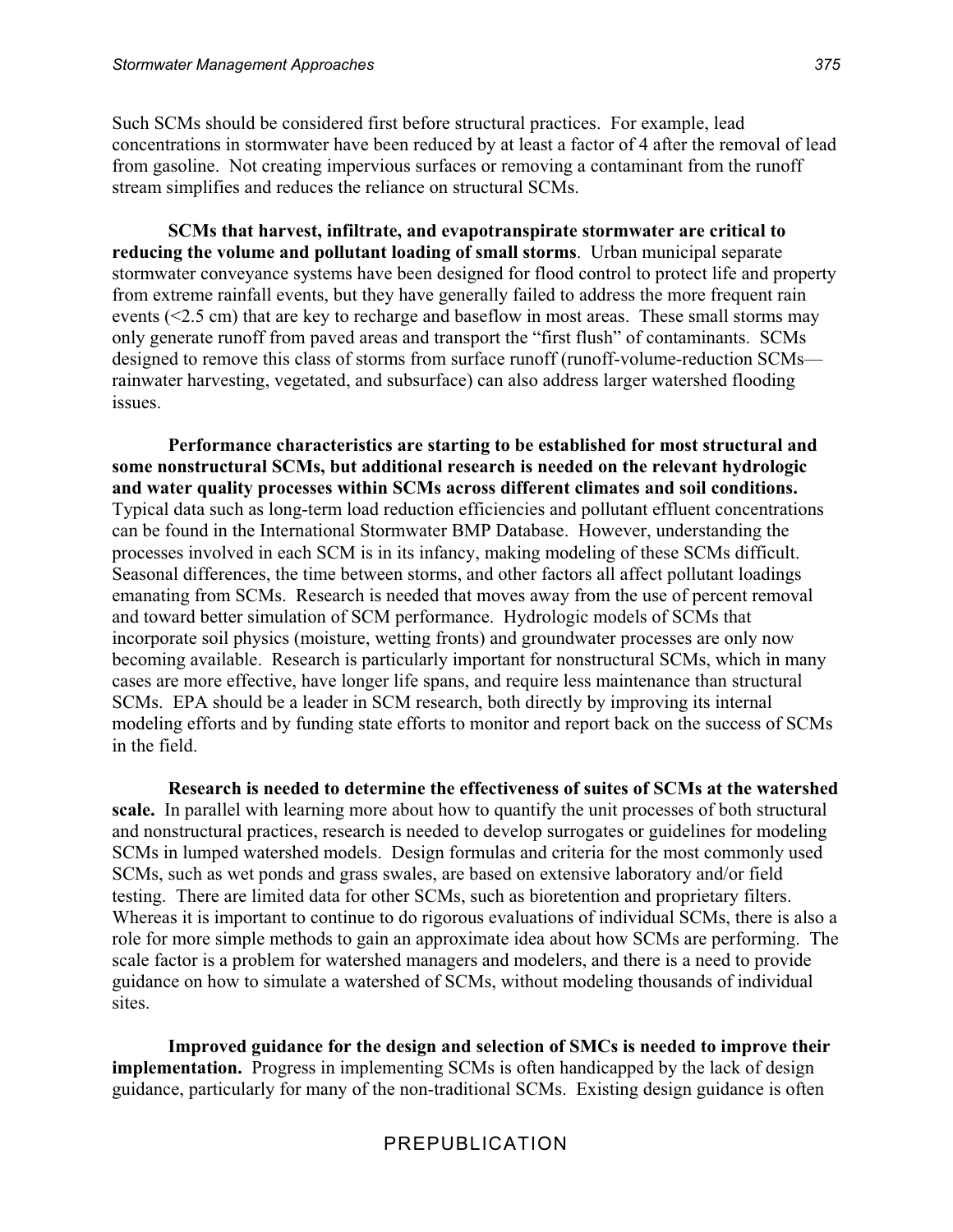Such SCMs should be considered first before structural practices. For example, lead concentrations in stormwater have been reduced by at least a factor of 4 after the removal of lead from gasoline. Not creating impervious surfaces or removing a contaminant from the runoff stream simplifies and reduces the reliance on structural SCMs.

**SCMs that harvest, infiltrate, and evapotranspirate stormwater are critical to reducing the volume and pollutant loading of small storms**. Urban municipal separate stormwater conveyance systems have been designed for flood control to protect life and property from extreme rainfall events, but they have generally failed to address the more frequent rain events (<2.5 cm) that are key to recharge and baseflow in most areas. These small storms may only generate runoff from paved areas and transport the "first flush" of contaminants. SCMs designed to remove this class of storms from surface runoff (runoff-volume-reduction SCMs—rainwater harvesting, vegetated, and subsurface) can also address larger watershed flooding issues.

**Performance characteristics are starting to be established for most structural and some nonstructural SCMs, but additional research is needed on the relevant hydrologic and water quality processes within SCMs across different climates and soil conditions.** Typical data such as long-term load reduction efficiencies and pollutant effluent concentrations can be found in the International Stormwater BMP Database. However, understanding the processes involved in each SCM is in its infancy, making modeling of these SCMs difficult. Seasonal differences, the time between storms, and other factors all affect pollutant loadings emanating from SCMs. Research is needed that moves away from the use of percent removal and toward better simulation of SCM performance. Hydrologic models of SCMs that incorporate soil physics (moisture, wetting fronts) and groundwater processes are only now becoming available. Research is particularly important for nonstructural SCMs, which in many cases are more effective, have longer life spans, and require less maintenance than structural SCMs. EPA should be a leader in SCM research, both directly by improving its internal modeling efforts and by funding state efforts to monitor and report back on the success of SCMs in the field.

**Research is needed to determine the effectiveness of suites of SCMs at the watershed scale.** In parallel with learning more about how to quantify the unit processes of both structural and nonstructural practices, research is needed to develop surrogates or guidelines for modeling SCMs in lumped watershed models. Design formulas and criteria for the most commonly used SCMs, such as wet ponds and grass swales, are based on extensive laboratory and/or field testing. There are limited data for other SCMs, such as bioretention and proprietary filters. Whereas it is important to continue to do rigorous evaluations of individual SCMs, there is also a role for more simple methods to gain an approximate idea about how SCMs are performing. The scale factor is a problem for watershed managers and modelers, and there is a need to provide guidance on how to simulate a watershed of SCMs, without modeling thousands of individual sites.

**Improved guidance for the design and selection of SMCs is needed to improve their implementation.** Progress in implementing SCMs is often handicapped by the lack of design guidance, particularly for many of the non-traditional SCMs. Existing design guidance is often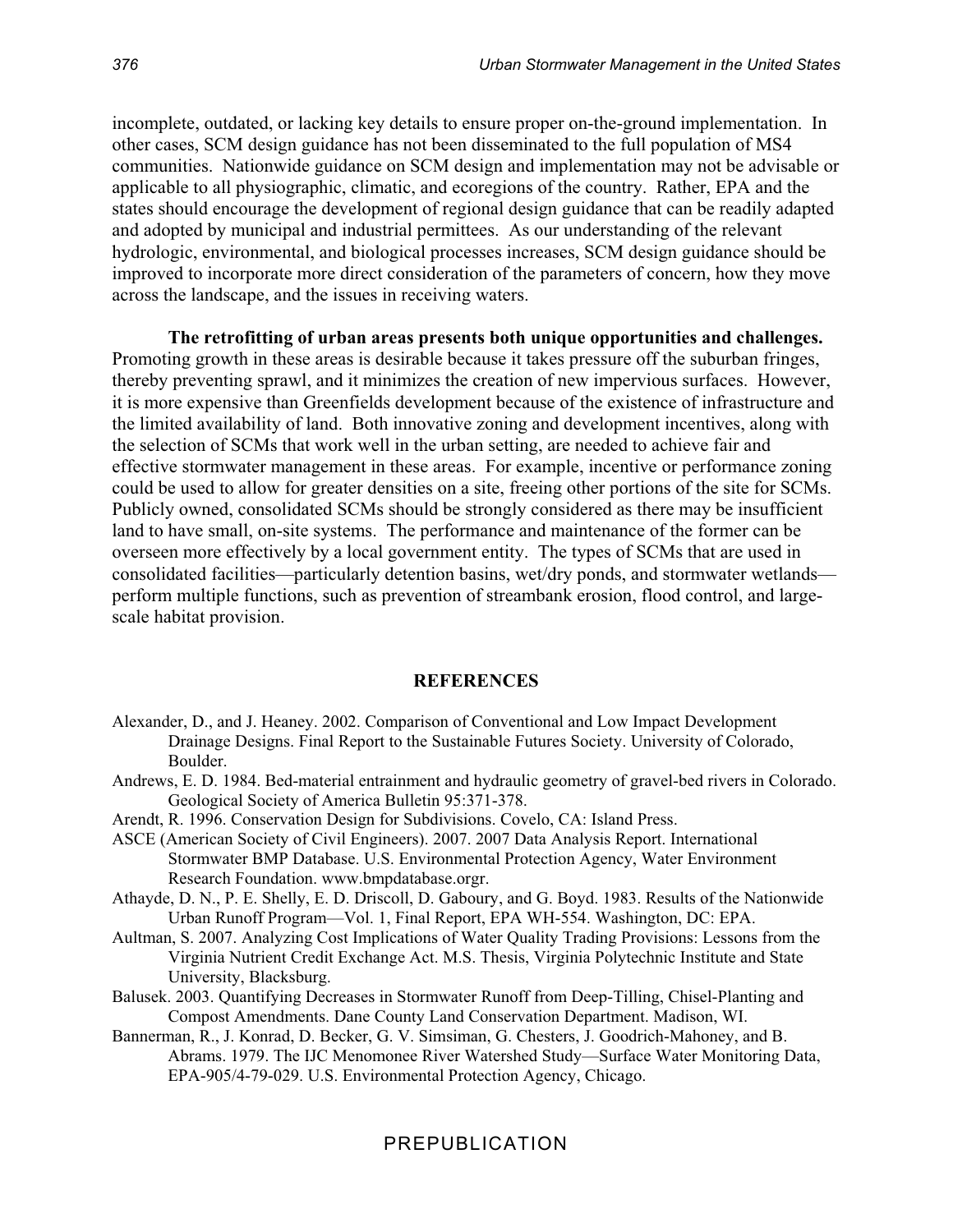incomplete, outdated, or lacking key details to ensure proper on-the-ground implementation. In other cases, SCM design guidance has not been disseminated to the full population of MS4 communities. Nationwide guidance on SCM design and implementation may not be advisable or applicable to all physiographic, climatic, and ecoregions of the country. Rather, EPA and the states should encourage the development of regional design guidance that can be readily adapted and adopted by municipal and industrial permittees. As our understanding of the relevant hydrologic, environmental, and biological processes increases, SCM design guidance should be improved to incorporate more direct consideration of the parameters of concern, how they move across the landscape, and the issues in receiving waters.

**The retrofitting of urban areas presents both unique opportunities and challenges.** Promoting growth in these areas is desirable because it takes pressure off the suburban fringes, thereby preventing sprawl, and it minimizes the creation of new impervious surfaces. However, it is more expensive than Greenfields development because of the existence of infrastructure and the limited availability of land. Both innovative zoning and development incentives, along with the selection of SCMs that work well in the urban setting, are needed to achieve fair and effective stormwater management in these areas. For example, incentive or performance zoning could be used to allow for greater densities on a site, freeing other portions of the site for SCMs. Publicly owned, consolidated SCMs should be strongly considered as there may be insufficient land to have small, on-site systems. The performance and maintenance of the former can be overseen more effectively by a local government entity. The types of SCMs that are used in consolidated facilities—particularly detention basins, wet/dry ponds, and stormwater wetlands—perform multiple functions, such as prevention of streambank erosion, flood control, and large-scale habitat provision.

## REFERENCES

Alexander, D., and J. Heaney. 2002. Comparison of Conventional and Low Impact Development Drainage Designs. Final Report to the Sustainable Futures Society. University of Colorado, Boulder.

Andrews, E. D. 1984. Bed-material entrainment and hydraulic geometry of gravel-bed rivers in Colorado. Geological Society of America Bulletin 95:371-378.

Arendt, R. 1996. Conservation Design for Subdivisions. Covelo, CA: Island Press.

ASCE (American Society of Civil Engineers). 2007. 2007 Data Analysis Report. International Stormwater BMP Database. U.S. Environmental Protection Agency, Water Environment Research Foundation. www.bmpdatabase.orgr.

Athayde, D. N., P. E. Shelly, E. D. Driscoll, D. Gaboury, and G. Boyd. 1983. Results of the Nationwide Urban Runoff Program—Vol. 1, Final Report, EPA WH-554. Washington, DC: EPA.

Aultman, S. 2007. Analyzing Cost Implications of Water Quality Trading Provisions: Lessons from the Virginia Nutrient Credit Exchange Act. M.S. Thesis, Virginia Polytechnic Institute and State University, Blacksburg.

Balusek. 2003. Quantifying Decreases in Stormwater Runoff from Deep-Tilling, Chisel-Planting and Compost Amendments. Dane County Land Conservation Department. Madison, WI.

Bannerman, R., J. Konrad, D. Becker, G. V. Simsiman, G. Chesters, J. Goodrich-Mahoney, and B. Abrams. 1979. The IJC Menomonee River Watershed Study—Surface Water Monitoring Data, EPA-905/4-79-029. U.S. Environmental Protection Agency, Chicago.